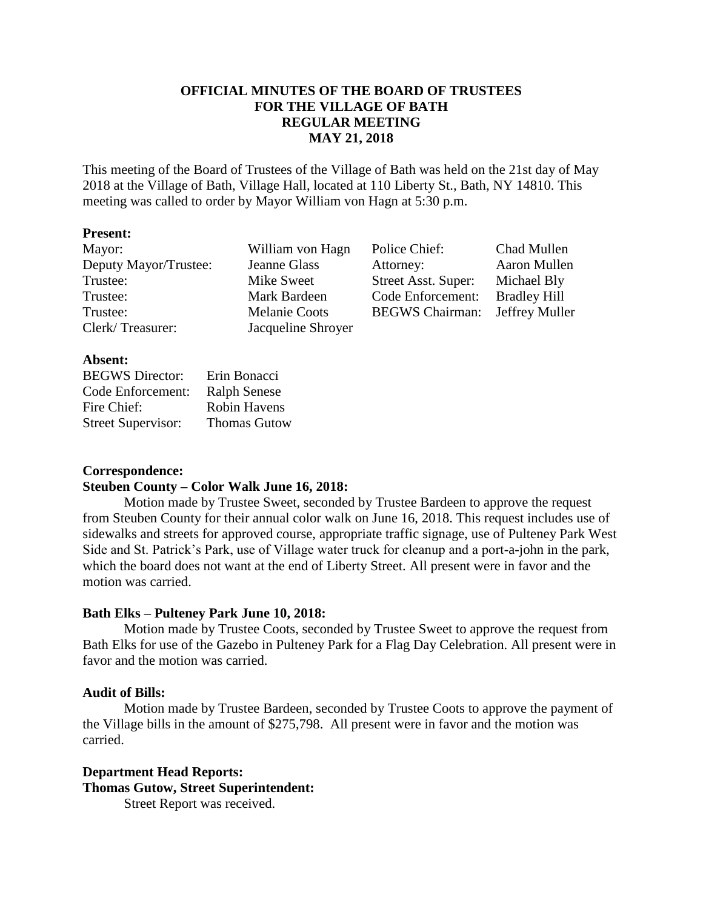**OFFICIAL MINUTES OF THE BOARD OF TRUSTEES**
**FOR THE VILLAGE OF BATH**
**REGULAR MEETING**
**MAY 21, 2018**

This meeting of the Board of Trustees of the Village of Bath was held on the 21st day of May 2018 at the Village of Bath, Village Hall, located at 110 Liberty St., Bath, NY 14810. This meeting was called to order by Mayor William von Hagn at 5:30 p.m.

**Present:**

| | | | |
|---|---|---|---|
| Mayor: | William von Hagn | Police Chief: | Chad Mullen |
| Deputy Mayor/Trustee: | Jeanne Glass | Attorney: | Aaron Mullen |
| Trustee: | Mike Sweet | Street Asst. Super: | Michael Bly |
| Trustee: | Mark Bardeen | Code Enforcement: | Bradley Hill |
| Trustee: | Melanie Coots | BEGWS Chairman: | Jeffrey Muller |
| Clerk/ Treasurer: | Jacqueline Shroyer | | |

**Absent:**

| | |
|---|---|
| BEGWS Director: | Erin Bonacci |
| Code Enforcement: | Ralph Senese |
| Fire Chief: | Robin Havens |
| Street Supervisor: | Thomas Gutow |

**Correspondence:**

**Steuben County – Color Walk June 16, 2018:**

Motion made by Trustee Sweet, seconded by Trustee Bardeen to approve the request from Steuben County for their annual color walk on June 16, 2018. This request includes use of sidewalks and streets for approved course, appropriate traffic signage, use of Pulteney Park West Side and St. Patrick's Park, use of Village water truck for cleanup and a port-a-john in the park, which the board does not want at the end of Liberty Street. All present were in favor and the motion was carried.

**Bath Elks – Pulteney Park June 10, 2018:**

Motion made by Trustee Coots, seconded by Trustee Sweet to approve the request from Bath Elks for use of the Gazebo in Pulteney Park for a Flag Day Celebration. All present were in favor and the motion was carried.

**Audit of Bills:**

Motion made by Trustee Bardeen, seconded by Trustee Coots to approve the payment of the Village bills in the amount of $275,798. All present were in favor and the motion was carried.

**Department Head Reports:**

**Thomas Gutow, Street Superintendent:**

Street Report was received.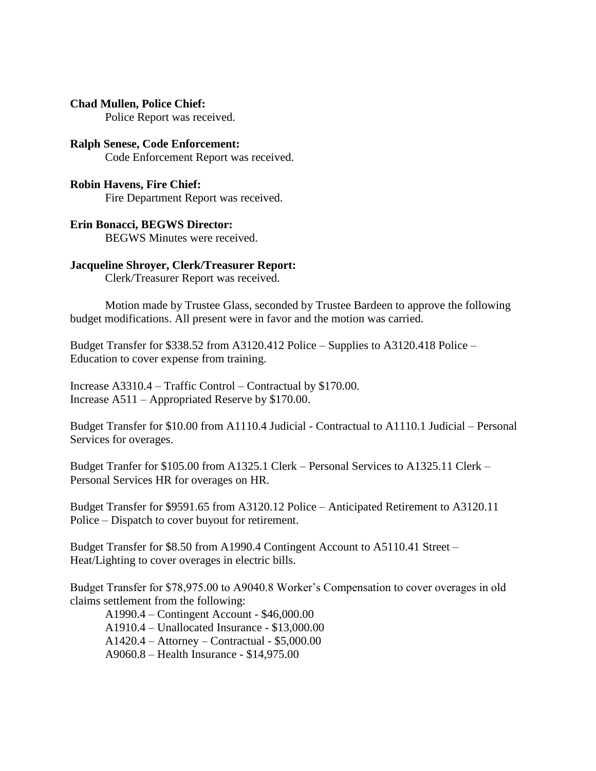**Chad Mullen, Police Chief:**

Police Report was received.

**Ralph Senese, Code Enforcement:**

Code Enforcement Report was received.

**Robin Havens, Fire Chief:**

Fire Department Report was received.

**Erin Bonacci, BEGWS Director:**

BEGWS Minutes were received.

**Jacqueline Shroyer, Clerk/Treasurer Report:**

Clerk/Treasurer Report was received.

Motion made by Trustee Glass, seconded by Trustee Bardeen to approve the following budget modifications. All present were in favor and the motion was carried.

Budget Transfer for $338.52 from A3120.412 Police – Supplies to A3120.418 Police – Education to cover expense from training.

Increase A3310.4 – Traffic Control – Contractual by $170.00.
Increase A511 – Appropriated Reserve by $170.00.

Budget Transfer for $10.00 from A1110.4 Judicial - Contractual to A1110.1 Judicial – Personal Services for overages.

Budget Tranfer for $105.00 from A1325.1 Clerk – Personal Services to A1325.11 Clerk – Personal Services HR for overages on HR.

Budget Transfer for $9591.65 from A3120.12 Police – Anticipated Retirement to A3120.11 Police – Dispatch to cover buyout for retirement.

Budget Transfer for $8.50 from A1990.4 Contingent Account to A5110.41 Street – Heat/Lighting to cover overages in electric bills.

Budget Transfer for $78,975.00 to A9040.8 Worker's Compensation to cover overages in old claims settlement from the following:

A1990.4 – Contingent Account - $46,000.00
A1910.4 – Unallocated Insurance - $13,000.00
A1420.4 – Attorney – Contractual - $5,000.00
A9060.8 – Health Insurance - $14,975.00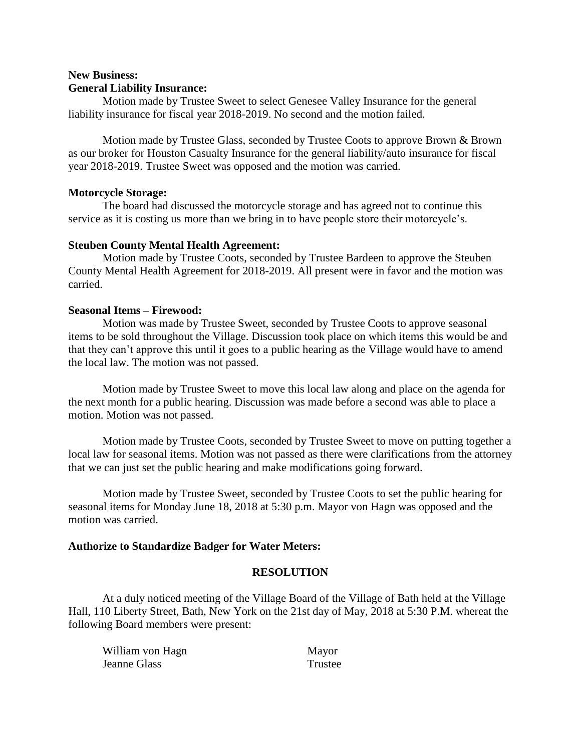**New Business:**
**General Liability Insurance:**

Motion made by Trustee Sweet to select Genesee Valley Insurance for the general liability insurance for fiscal year 2018-2019. No second and the motion failed.

Motion made by Trustee Glass, seconded by Trustee Coots to approve Brown & Brown as our broker for Houston Casualty Insurance for the general liability/auto insurance for fiscal year 2018-2019. Trustee Sweet was opposed and the motion was carried.

**Motorcycle Storage:**

The board had discussed the motorcycle storage and has agreed not to continue this service as it is costing us more than we bring in to have people store their motorcycle's.

**Steuben County Mental Health Agreement:**

Motion made by Trustee Coots, seconded by Trustee Bardeen to approve the Steuben County Mental Health Agreement for 2018-2019. All present were in favor and the motion was carried.

**Seasonal Items – Firewood:**

Motion was made by Trustee Sweet, seconded by Trustee Coots to approve seasonal items to be sold throughout the Village. Discussion took place on which items this would be and that they can't approve this until it goes to a public hearing as the Village would have to amend the local law. The motion was not passed.

Motion made by Trustee Sweet to move this local law along and place on the agenda for the next month for a public hearing. Discussion was made before a second was able to place a motion. Motion was not passed.

Motion made by Trustee Coots, seconded by Trustee Sweet to move on putting together a local law for seasonal items. Motion was not passed as there were clarifications from the attorney that we can just set the public hearing and make modifications going forward.

Motion made by Trustee Sweet, seconded by Trustee Coots to set the public hearing for seasonal items for Monday June 18, 2018 at 5:30 p.m. Mayor von Hagn was opposed and the motion was carried.

**Authorize to Standardize Badger for Water Meters:**

**RESOLUTION**

At a duly noticed meeting of the Village Board of the Village of Bath held at the Village Hall, 110 Liberty Street, Bath, New York on the 21st day of May, 2018 at 5:30 P.M. whereat the following Board members were present:

William von Hagn Mayor
Jeanne Glass Trustee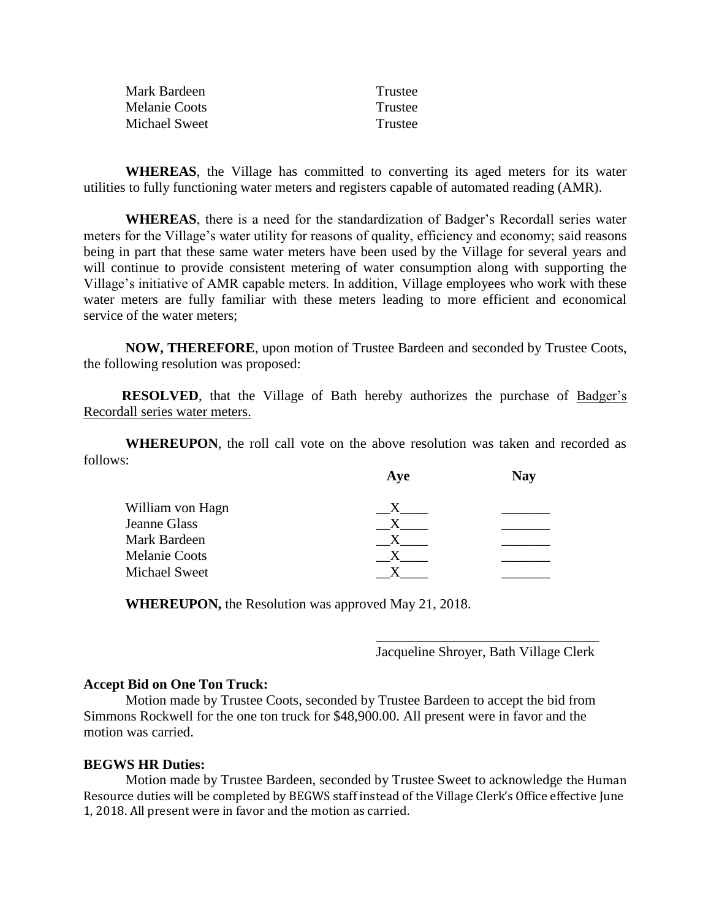| | |
|---|---|
| Mark Bardeen | Trustee |
| Melanie Coots | Trustee |
| Michael Sweet | Trustee |

**WHEREAS**, the Village has committed to converting its aged meters for its water utilities to fully functioning water meters and registers capable of automated reading (AMR).

**WHEREAS**, there is a need for the standardization of Badger's Recordall series water meters for the Village's water utility for reasons of quality, efficiency and economy; said reasons being in part that these same water meters have been used by the Village for several years and will continue to provide consistent metering of water consumption along with supporting the Village's initiative of AMR capable meters. In addition, Village employees who work with these water meters are fully familiar with these meters leading to more efficient and economical service of the water meters;

**NOW, THEREFORE**, upon motion of Trustee Bardeen and seconded by Trustee Coots, the following resolution was proposed:

**RESOLVED**, that the Village of Bath hereby authorizes the purchase of Badger's Recordall series water meters.

**WHEREUPON**, the roll call vote on the above resolution was taken and recorded as follows:

| | **Aye** | **Nay** |
|---|---|---|
| William von Hagn | X | |
| Jeanne Glass | X | |
| Mark Bardeen | X | |
| Melanie Coots | X | |
| Michael Sweet | X | |

**WHEREUPON,** the Resolution was approved May 21, 2018.

_______________________________
Jacqueline Shroyer, Bath Village Clerk

**Accept Bid on One Ton Truck:**

Motion made by Trustee Coots, seconded by Trustee Bardeen to accept the bid from Simmons Rockwell for the one ton truck for $48,900.00. All present were in favor and the motion was carried.

**BEGWS HR Duties:**

Motion made by Trustee Bardeen, seconded by Trustee Sweet to acknowledge the Human Resource duties will be completed by BEGWS staff instead of the Village Clerk's Office effective June 1, 2018. All present were in favor and the motion as carried.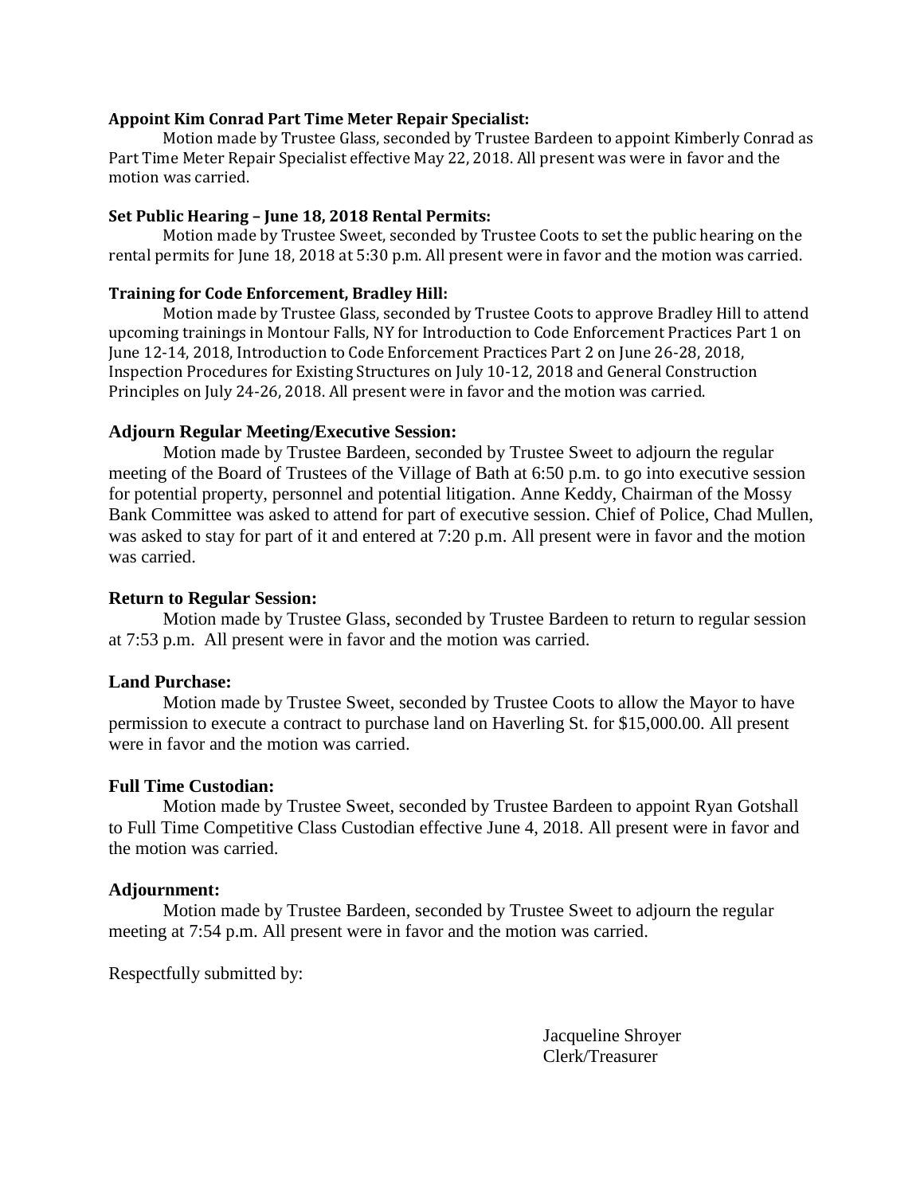**Appoint Kim Conrad Part Time Meter Repair Specialist:**

Motion made by Trustee Glass, seconded by Trustee Bardeen to appoint Kimberly Conrad as Part Time Meter Repair Specialist effective May 22, 2018. All present was were in favor and the motion was carried.

**Set Public Hearing – June 18, 2018 Rental Permits:**

Motion made by Trustee Sweet, seconded by Trustee Coots to set the public hearing on the rental permits for June 18, 2018 at 5:30 p.m. All present were in favor and the motion was carried.

**Training for Code Enforcement, Bradley Hill:**

Motion made by Trustee Glass, seconded by Trustee Coots to approve Bradley Hill to attend upcoming trainings in Montour Falls, NY for Introduction to Code Enforcement Practices Part 1 on June 12-14, 2018, Introduction to Code Enforcement Practices Part 2 on June 26-28, 2018, Inspection Procedures for Existing Structures on July 10-12, 2018 and General Construction Principles on July 24-26, 2018. All present were in favor and the motion was carried.

**Adjourn Regular Meeting/Executive Session:**

Motion made by Trustee Bardeen, seconded by Trustee Sweet to adjourn the regular meeting of the Board of Trustees of the Village of Bath at 6:50 p.m. to go into executive session for potential property, personnel and potential litigation. Anne Keddy, Chairman of the Mossy Bank Committee was asked to attend for part of executive session. Chief of Police, Chad Mullen, was asked to stay for part of it and entered at 7:20 p.m. All present were in favor and the motion was carried.

**Return to Regular Session:**

Motion made by Trustee Glass, seconded by Trustee Bardeen to return to regular session at 7:53 p.m. All present were in favor and the motion was carried.

**Land Purchase:**

Motion made by Trustee Sweet, seconded by Trustee Coots to allow the Mayor to have permission to execute a contract to purchase land on Haverling St. for $15,000.00. All present were in favor and the motion was carried.

**Full Time Custodian:**

Motion made by Trustee Sweet, seconded by Trustee Bardeen to appoint Ryan Gotshall to Full Time Competitive Class Custodian effective June 4, 2018. All present were in favor and the motion was carried.

**Adjournment:**

Motion made by Trustee Bardeen, seconded by Trustee Sweet to adjourn the regular meeting at 7:54 p.m. All present were in favor and the motion was carried.

Respectfully submitted by:

Jacqueline Shroyer
Clerk/Treasurer